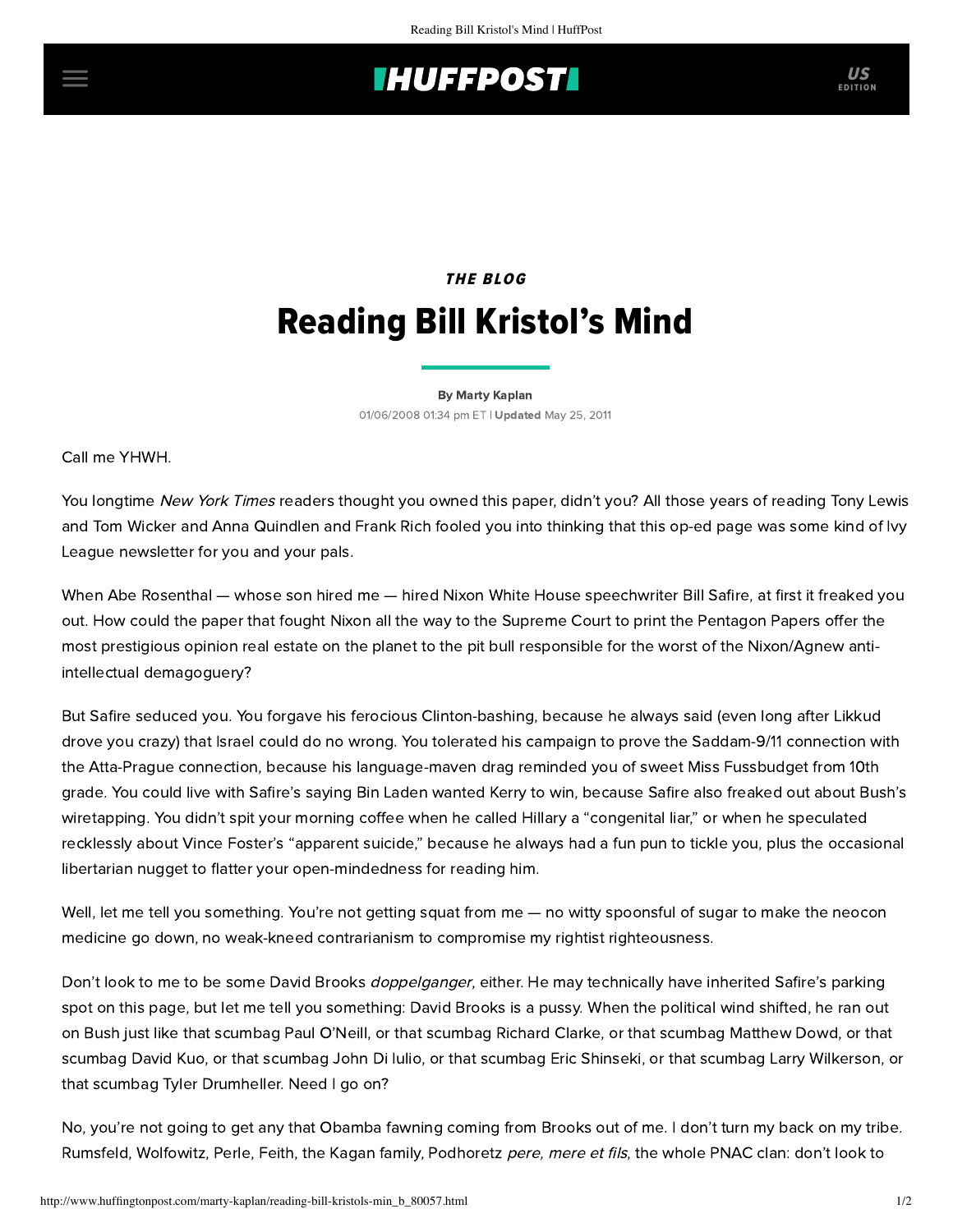THE BLOG

# Reading Bill Kristol's Mind

By Marty Kaplan

01/06/2008 01:34 pm ET | Updated May 25, 2011

Call me YHWH.

You longtime *New York Times* readers thought you owned this paper, didn't you? All those years of reading Tony Lewis and Tom Wicker and Anna Quindlen and Frank Rich fooled you into thinking that this op-ed page was some kind of Ivy League newsletter for you and your pals.

When Abe Rosenthal — whose son hired me — hired Nixon White House speechwriter Bill Safire, at first it freaked you out. How could the paper that fought Nixon all the way to the Supreme Court to print the Pentagon Papers offer the most prestigious opinion real estate on the planet to the pit bull responsible for the worst of the Nixon/Agnew anti-intellectual demagoguery?

But Safire seduced you. You forgave his ferocious Clinton-bashing, because he always said (even long after Likkud drove you crazy) that Israel could do no wrong. You tolerated his campaign to prove the Saddam-9/11 connection with the Atta-Prague connection, because his language-maven drag reminded you of sweet Miss Fussbudget from 10th grade. You could live with Safire's saying Bin Laden wanted Kerry to win, because Safire also freaked out about Bush's wiretapping. You didn't spit your morning coffee when he called Hillary a "congenital liar," or when he speculated recklessly about Vince Foster's "apparent suicide," because he always had a fun pun to tickle you, plus the occasional libertarian nugget to flatter your open-mindedness for reading him.

Well, let me tell you something. You're not getting squat from me — no witty spoonsful of sugar to make the neocon medicine go down, no weak-kneed contrarianism to compromise my rightist righteousness.

Don't look to me to be some David Brooks *doppelganger*, either. He may technically have inherited Safire's parking spot on this page, but let me tell you something: David Brooks is a pussy. When the political wind shifted, he ran out on Bush just like that scumbag Paul O'Neill, or that scumbag Richard Clarke, or that scumbag Matthew Dowd, or that scumbag David Kuo, or that scumbag John Di Iulio, or that scumbag Eric Shinseki, or that scumbag Larry Wilkerson, or that scumbag Tyler Drumheller. Need I go on?

No, you're not going to get any that Obamba fawning coming from Brooks out of me. I don't turn my back on my tribe. Rumsfeld, Wolfowitz, Perle, Feith, the Kagan family, Podhoretz *pere, mere et fils*, the whole PNAC clan: don't look to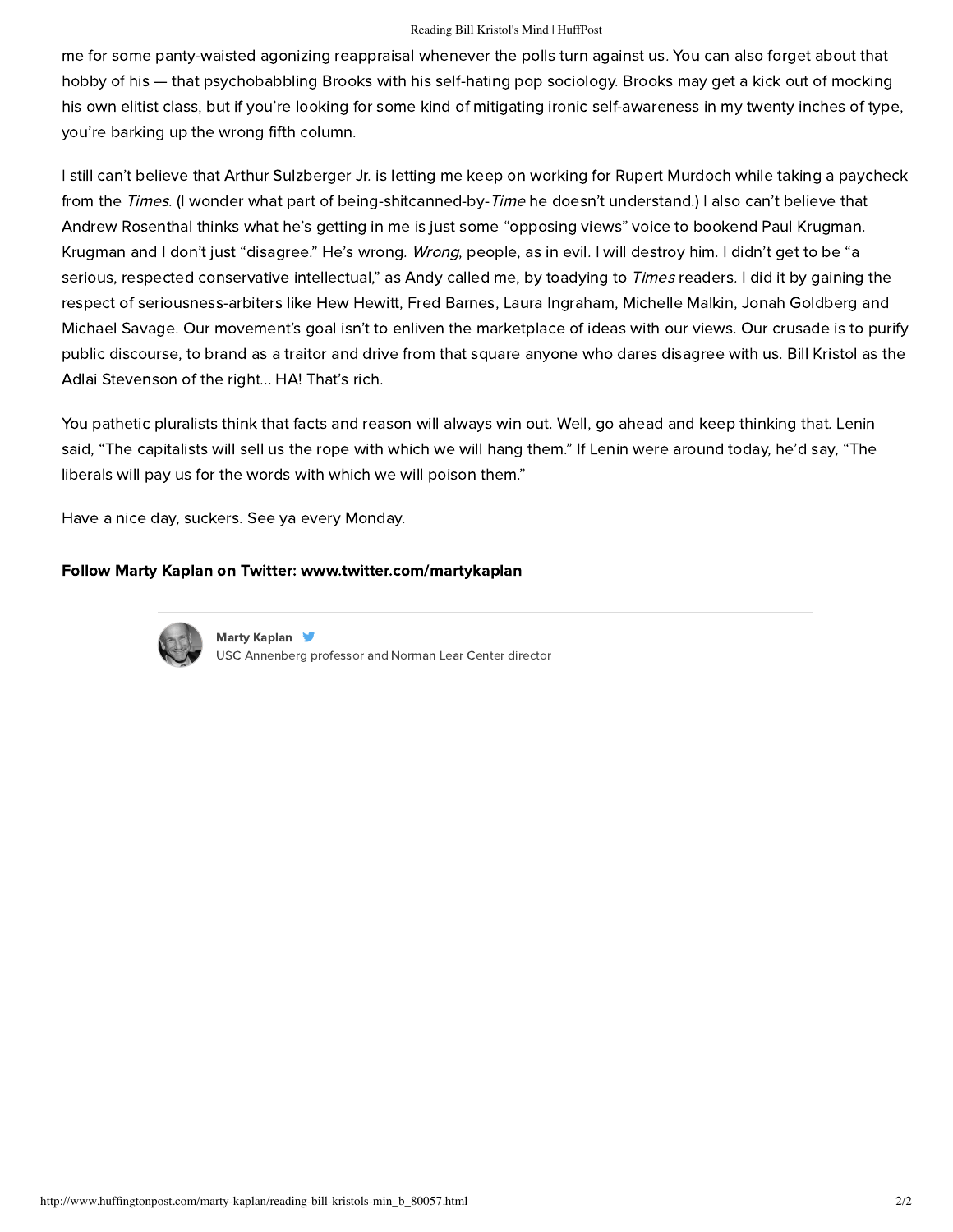me for some panty-waisted agonizing reappraisal whenever the polls turn against us. You can also forget about that hobby of his — that psychobabbling Brooks with his self-hating pop sociology. Brooks may get a kick out of mocking his own elitist class, but if you're looking for some kind of mitigating ironic self-awareness in my twenty inches of type, you're barking up the wrong fifth column.

I still can't believe that Arthur Sulzberger Jr. is letting me keep on working for Rupert Murdoch while taking a paycheck from the *Times*. (I wonder what part of being-shitcanned-by-*Time* he doesn't understand.) I also can't believe that Andrew Rosenthal thinks what he's getting in me is just some "opposing views" voice to bookend Paul Krugman. Krugman and I don't just "disagree." He's wrong. *Wrong*, people, as in evil. I will destroy him. I didn't get to be "a serious, respected conservative intellectual," as Andy called me, by toadying to *Times* readers. I did it by gaining the respect of seriousness-arbiters like Hew Hewitt, Fred Barnes, Laura Ingraham, Michelle Malkin, Jonah Goldberg and Michael Savage. Our movement's goal isn't to enliven the marketplace of ideas with our views. Our crusade is to purify public discourse, to brand as a traitor and drive from that square anyone who dares disagree with us. Bill Kristol as the Adlai Stevenson of the right... HA! That's rich.

You pathetic pluralists think that facts and reason will always win out. Well, go ahead and keep thinking that. Lenin said, "The capitalists will sell us the rope with which we will hang them." If Lenin were around today, he'd say, "The liberals will pay us for the words with which we will poison them."

Have a nice day, suckers. See ya every Monday.

**Follow Marty Kaplan on Twitter: www.twitter.com/martykaplan**

**Marty Kaplan**
USC Annenberg professor and Norman Lear Center director